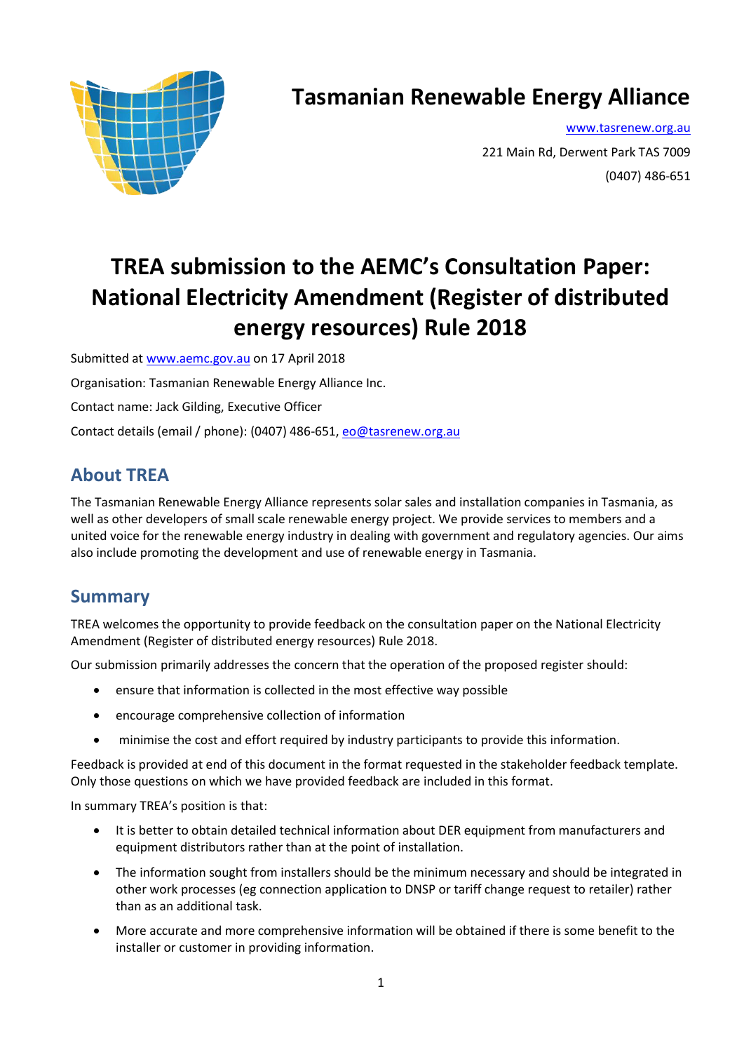# Tasmanian Renewable Energy Alliance

www.tasrenew.org.au

221 Main Rd, Derwent Park TAS 7009

(0407) 486-651

# TREA submission to the AEMC's Consultation Paper: National Electricity Amendment (Register of distributed energy resources) Rule 2018

Submitted at www.aemc.gov.au on 17 April 2018

Organisation: Tasmanian Renewable Energy Alliance Inc.

Contact name: Jack Gilding, Executive Officer

Contact details (email / phone): (0407) 486-651, eo@tasrenew.org.au

## About TREA

The Tasmanian Renewable Energy Alliance represents solar sales and installation companies in Tasmania, as well as other developers of small scale renewable energy project. We provide services to members and a united voice for the renewable energy industry in dealing with government and regulatory agencies. Our aims also include promoting the development and use of renewable energy in Tasmania.

## Summary

TREA welcomes the opportunity to provide feedback on the consultation paper on the National Electricity Amendment (Register of distributed energy resources) Rule 2018.

Our submission primarily addresses the concern that the operation of the proposed register should:

- ensure that information is collected in the most effective way possible
- encourage comprehensive collection of information
- minimise the cost and effort required by industry participants to provide this information.

Feedback is provided at end of this document in the format requested in the stakeholder feedback template. Only those questions on which we have provided feedback are included in this format.

In summary TREA's position is that:

- It is better to obtain detailed technical information about DER equipment from manufacturers and equipment distributors rather than at the point of installation.
- The information sought from installers should be the minimum necessary and should be integrated in other work processes (eg connection application to DNSP or tariff change request to retailer) rather than as an additional task.
- More accurate and more comprehensive information will be obtained if there is some benefit to the installer or customer in providing information.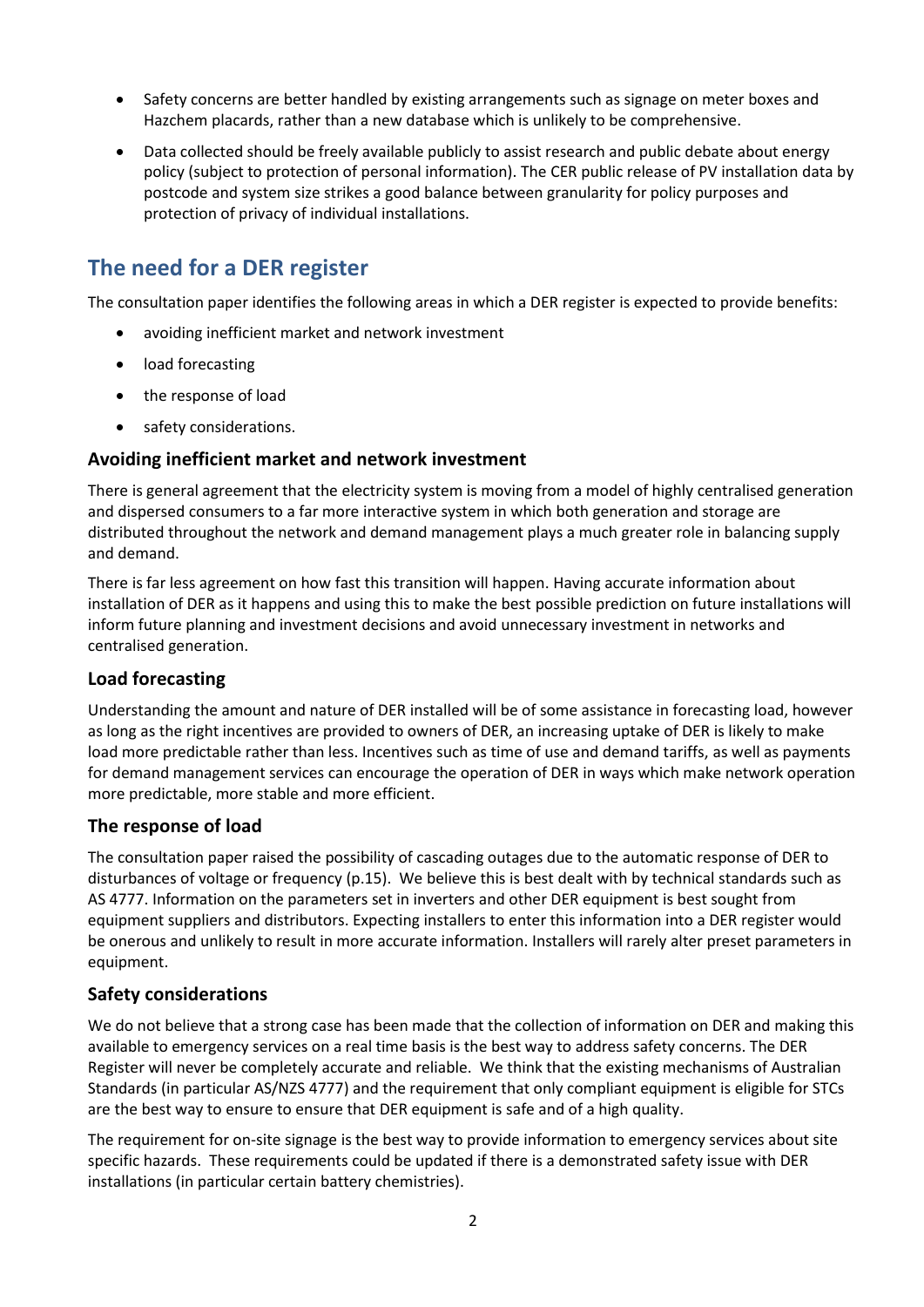- Safety concerns are better handled by existing arrangements such as signage on meter boxes and Hazchem placards, rather than a new database which is unlikely to be comprehensive.
- Data collected should be freely available publicly to assist research and public debate about energy policy (subject to protection of personal information). The CER public release of PV installation data by postcode and system size strikes a good balance between granularity for policy purposes and protection of privacy of individual installations.

## The need for a DER register

The consultation paper identifies the following areas in which a DER register is expected to provide benefits:

- avoiding inefficient market and network investment
- load forecasting
- the response of load
- safety considerations.

### Avoiding inefficient market and network investment

There is general agreement that the electricity system is moving from a model of highly centralised generation and dispersed consumers to a far more interactive system in which both generation and storage are distributed throughout the network and demand management plays a much greater role in balancing supply and demand.

There is far less agreement on how fast this transition will happen. Having accurate information about installation of DER as it happens and using this to make the best possible prediction on future installations will inform future planning and investment decisions and avoid unnecessary investment in networks and centralised generation.

### Load forecasting

Understanding the amount and nature of DER installed will be of some assistance in forecasting load, however as long as the right incentives are provided to owners of DER, an increasing uptake of DER is likely to make load more predictable rather than less. Incentives such as time of use and demand tariffs, as well as payments for demand management services can encourage the operation of DER in ways which make network operation more predictable, more stable and more efficient.

### The response of load

The consultation paper raised the possibility of cascading outages due to the automatic response of DER to disturbances of voltage or frequency (p.15). We believe this is best dealt with by technical standards such as AS 4777. Information on the parameters set in inverters and other DER equipment is best sought from equipment suppliers and distributors. Expecting installers to enter this information into a DER register would be onerous and unlikely to result in more accurate information. Installers will rarely alter preset parameters in equipment.

### Safety considerations

We do not believe that a strong case has been made that the collection of information on DER and making this available to emergency services on a real time basis is the best way to address safety concerns. The DER Register will never be completely accurate and reliable. We think that the existing mechanisms of Australian Standards (in particular AS/NZS 4777) and the requirement that only compliant equipment is eligible for STCs are the best way to ensure to ensure that DER equipment is safe and of a high quality.

The requirement for on-site signage is the best way to provide information to emergency services about site specific hazards. These requirements could be updated if there is a demonstrated safety issue with DER installations (in particular certain battery chemistries).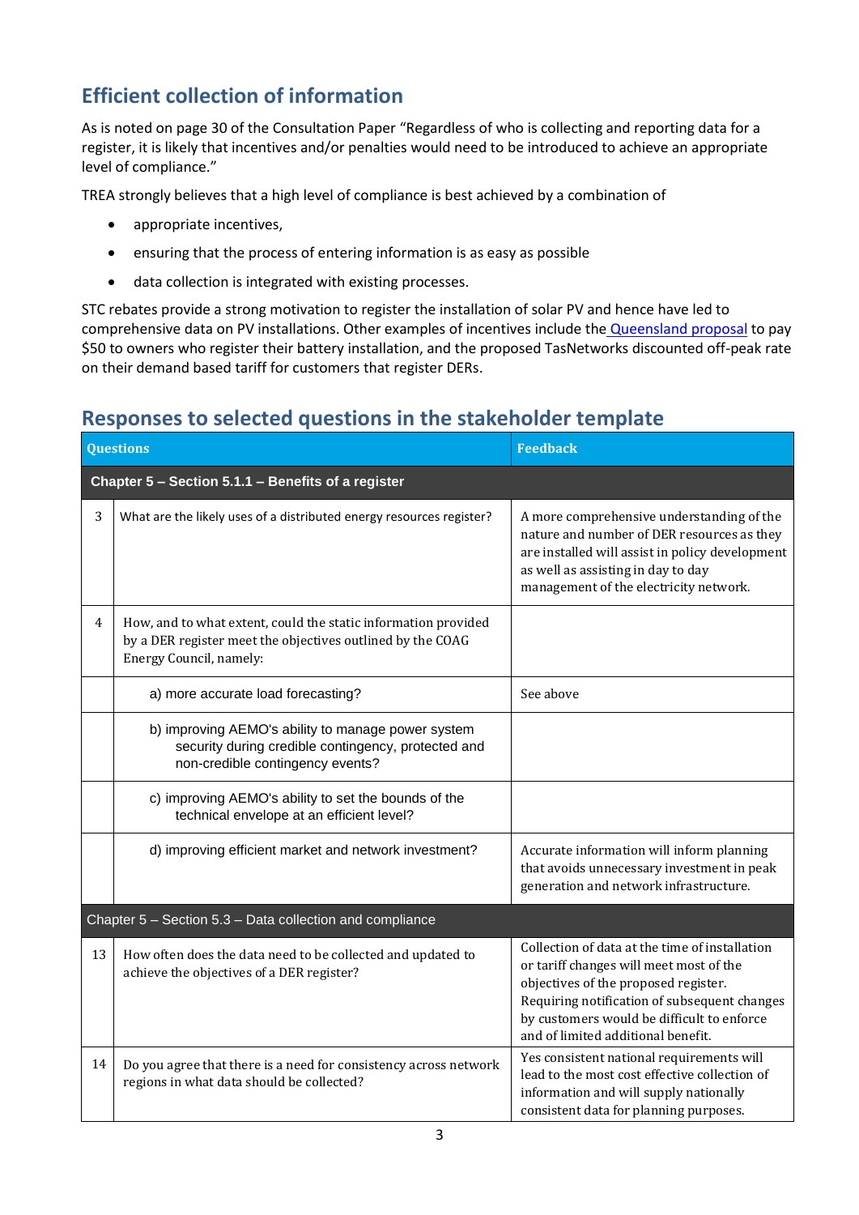## Efficient collection of information

As is noted on page 30 of the Consultation Paper "Regardless of who is collecting and reporting data for a register, it is likely that incentives and/or penalties would need to be introduced to achieve an appropriate level of compliance."

TREA strongly believes that a high level of compliance is best achieved by a combination of

- appropriate incentives,
- ensuring that the process of entering information is as easy as possible
- data collection is integrated with existing processes.

STC rebates provide a strong motivation to register the installation of solar PV and hence have led to comprehensive data on PV installations. Other examples of incentives include the Queensland proposal to pay $50 to owners who register their battery installation, and the proposed TasNetworks discounted off-peak rate on their demand based tariff for customers that register DERs.

## Responses to selected questions in the stakeholder template

| | Questions | Feedback |
|---|---|---|
| | **Chapter 5 – Section 5.1.1 – Benefits of a register** | |
| 3 | What are the likely uses of a distributed energy resources register? | A more comprehensive understanding of the nature and number of DER resources as they are installed will assist in policy development as well as assisting in day to day management of the electricity network. |
| 4 | How, and to what extent, could the static information provided by a DER register meet the objectives outlined by the COAG Energy Council, namely: | |
| | a) more accurate load forecasting? | See above |
| | b) improving AEMO's ability to manage power system security during credible contingency, protected and non-credible contingency events? | |
| | c) improving AEMO's ability to set the bounds of the technical envelope at an efficient level? | |
| | d) improving efficient market and network investment? | Accurate information will inform planning that avoids unnecessary investment in peak generation and network infrastructure. |
| | Chapter 5 – Section 5.3 – Data collection and compliance | |
| 13 | How often does the data need to be collected and updated to achieve the objectives of a DER register? | Collection of data at the time of installation or tariff changes will meet most of the objectives of the proposed register. Requiring notification of subsequent changes by customers would be difficult to enforce and of limited additional benefit. |
| 14 | Do you agree that there is a need for consistency across network regions in what data should be collected? | Yes consistent national requirements will lead to the most cost effective collection of information and will supply nationally consistent data for planning purposes. |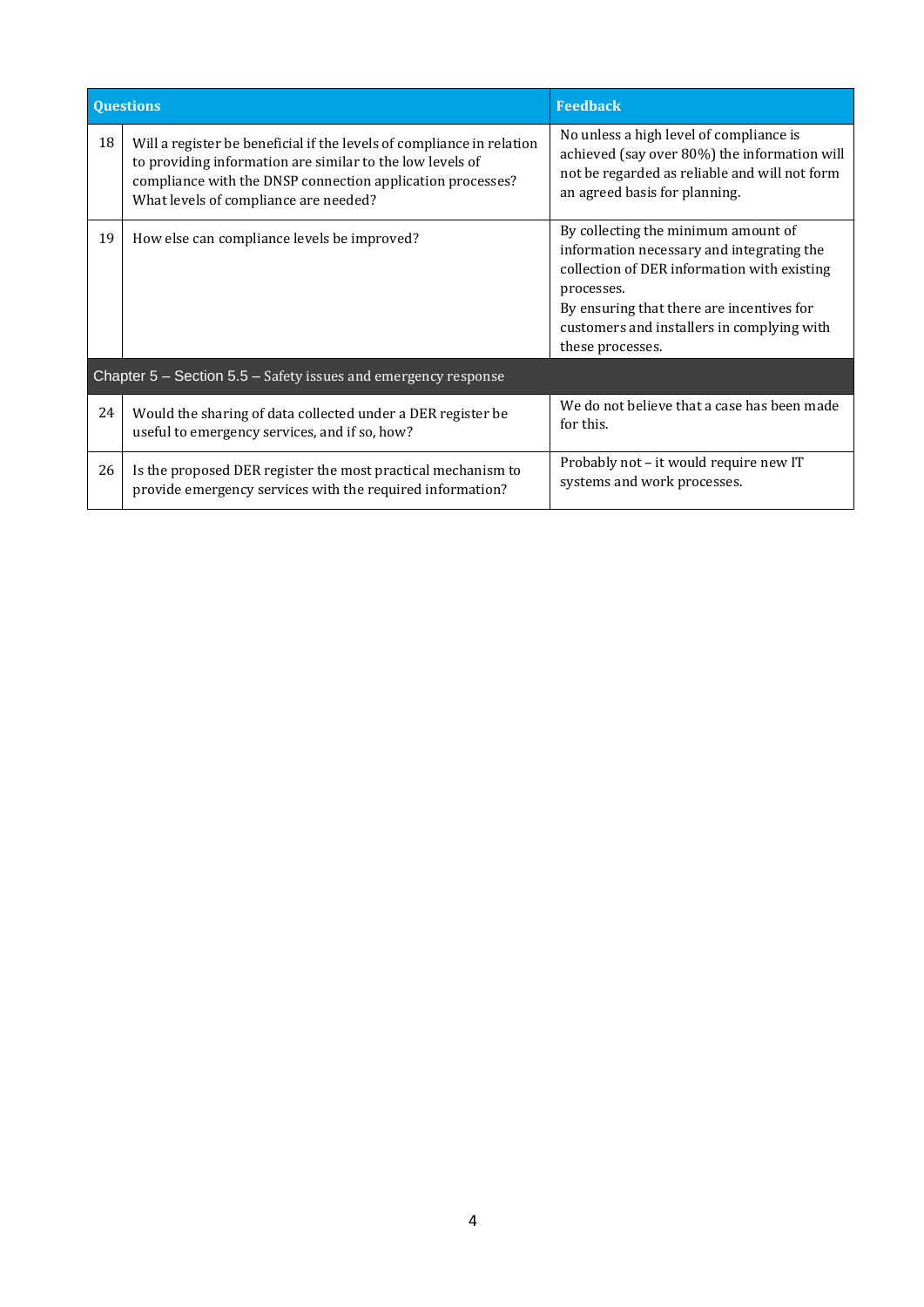| Questions | | Feedback |
|---|---|---|
| 18 | Will a register be beneficial if the levels of compliance in relation to providing information are similar to the low levels of compliance with the DNSP connection application processes? What levels of compliance are needed? | No unless a high level of compliance is achieved (say over 80%) the information will not be regarded as reliable and will not form an agreed basis for planning. |
| 19 | How else can compliance levels be improved? | By collecting the minimum amount of information necessary and integrating the collection of DER information with existing processes.<br>By ensuring that there are incentives for customers and installers in complying with these processes. |
| Chapter 5 – Section 5.5 – Safety issues and emergency response | | |
| 24 | Would the sharing of data collected under a DER register be useful to emergency services, and if so, how? | We do not believe that a case has been made for this. |
| 26 | Is the proposed DER register the most practical mechanism to provide emergency services with the required information? | Probably not – it would require new IT systems and work processes. |